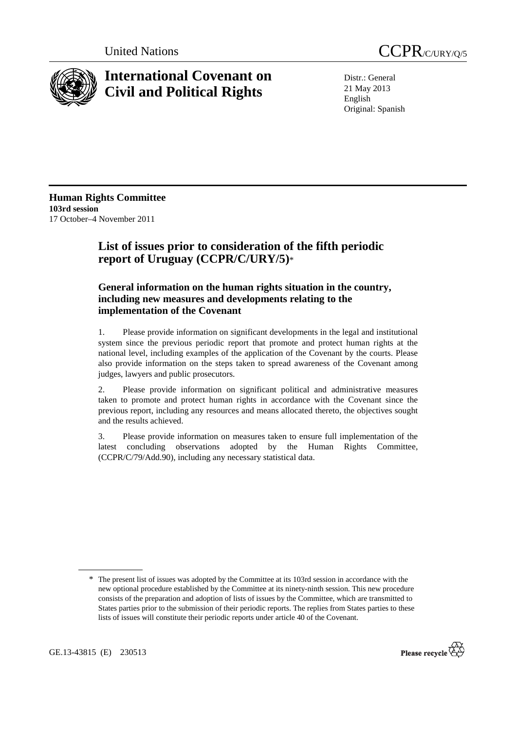United Nations CCPR/C/URY/Q/5

# International Covenant on Civil and Political Rights

Distr.: General
21 May 2013
English
Original: Spanish

**Human Rights Committee**
**103rd session**
17 October–4 November 2011

## List of issues prior to consideration of the fifth periodic report of Uruguay (CCPR/C/URY/5)*

### General information on the human rights situation in the country, including new measures and developments relating to the implementation of the Covenant

1. Please provide information on significant developments in the legal and institutional system since the previous periodic report that promote and protect human rights at the national level, including examples of the application of the Covenant by the courts. Please also provide information on the steps taken to spread awareness of the Covenant among judges, lawyers and public prosecutors.

2. Please provide information on significant political and administrative measures taken to promote and protect human rights in accordance with the Covenant since the previous report, including any resources and means allocated thereto, the objectives sought and the results achieved.

3. Please provide information on measures taken to ensure full implementation of the latest concluding observations adopted by the Human Rights Committee, (CCPR/C/79/Add.90), including any necessary statistical data.

---

\* The present list of issues was adopted by the Committee at its 103rd session in accordance with the new optional procedure established by the Committee at its ninety-ninth session. This new procedure consists of the preparation and adoption of lists of issues by the Committee, which are transmitted to States parties prior to the submission of their periodic reports. The replies from States parties to these lists of issues will constitute their periodic reports under article 40 of the Covenant.

GE.13-43815 (E) 230513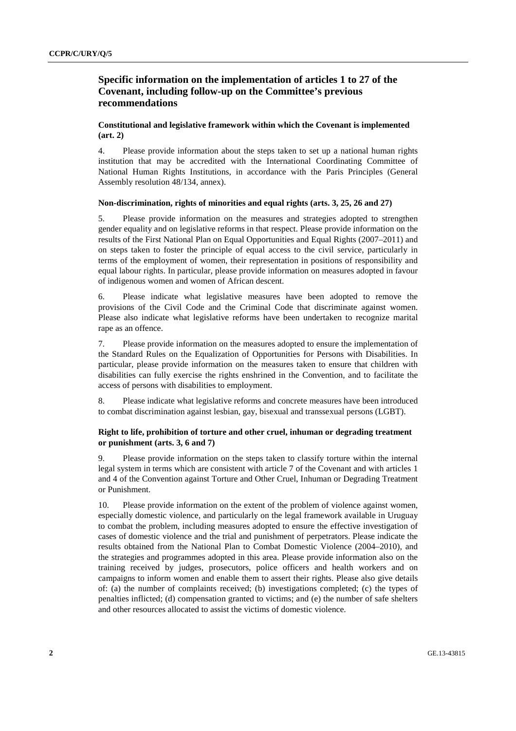## Specific information on the implementation of articles 1 to 27 of the Covenant, including follow-up on the Committee's previous recommendations

### Constitutional and legislative framework within which the Covenant is implemented (art. 2)

4. Please provide information about the steps taken to set up a national human rights institution that may be accredited with the International Coordinating Committee of National Human Rights Institutions, in accordance with the Paris Principles (General Assembly resolution 48/134, annex).

### Non-discrimination, rights of minorities and equal rights (arts. 3, 25, 26 and 27)

5. Please provide information on the measures and strategies adopted to strengthen gender equality and on legislative reforms in that respect. Please provide information on the results of the First National Plan on Equal Opportunities and Equal Rights (2007–2011) and on steps taken to foster the principle of equal access to the civil service, particularly in terms of the employment of women, their representation in positions of responsibility and equal labour rights. In particular, please provide information on measures adopted in favour of indigenous women and women of African descent.

6. Please indicate what legislative measures have been adopted to remove the provisions of the Civil Code and the Criminal Code that discriminate against women. Please also indicate what legislative reforms have been undertaken to recognize marital rape as an offence.

7. Please provide information on the measures adopted to ensure the implementation of the Standard Rules on the Equalization of Opportunities for Persons with Disabilities. In particular, please provide information on the measures taken to ensure that children with disabilities can fully exercise the rights enshrined in the Convention, and to facilitate the access of persons with disabilities to employment.

8. Please indicate what legislative reforms and concrete measures have been introduced to combat discrimination against lesbian, gay, bisexual and transsexual persons (LGBT).

### Right to life, prohibition of torture and other cruel, inhuman or degrading treatment or punishment (arts. 3, 6 and 7)

9. Please provide information on the steps taken to classify torture within the internal legal system in terms which are consistent with article 7 of the Covenant and with articles 1 and 4 of the Convention against Torture and Other Cruel, Inhuman or Degrading Treatment or Punishment.

10. Please provide information on the extent of the problem of violence against women, especially domestic violence, and particularly on the legal framework available in Uruguay to combat the problem, including measures adopted to ensure the effective investigation of cases of domestic violence and the trial and punishment of perpetrators. Please indicate the results obtained from the National Plan to Combat Domestic Violence (2004–2010), and the strategies and programmes adopted in this area. Please provide information also on the training received by judges, prosecutors, police officers and health workers and on campaigns to inform women and enable them to assert their rights. Please also give details of: (a) the number of complaints received; (b) investigations completed; (c) the types of penalties inflicted; (d) compensation granted to victims; and (e) the number of safe shelters and other resources allocated to assist the victims of domestic violence.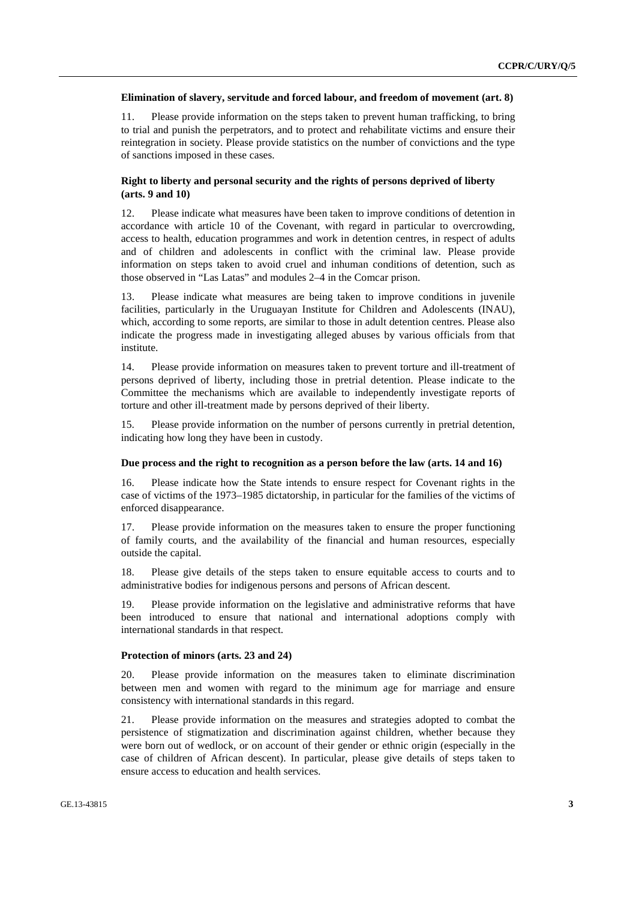### Elimination of slavery, servitude and forced labour, and freedom of movement (art. 8)

11. Please provide information on the steps taken to prevent human trafficking, to bring to trial and punish the perpetrators, and to protect and rehabilitate victims and ensure their reintegration in society. Please provide statistics on the number of convictions and the type of sanctions imposed in these cases.

### Right to liberty and personal security and the rights of persons deprived of liberty (arts. 9 and 10)

12. Please indicate what measures have been taken to improve conditions of detention in accordance with article 10 of the Covenant, with regard in particular to overcrowding, access to health, education programmes and work in detention centres, in respect of adults and of children and adolescents in conflict with the criminal law. Please provide information on steps taken to avoid cruel and inhuman conditions of detention, such as those observed in "Las Latas" and modules 2–4 in the Comcar prison.

13. Please indicate what measures are being taken to improve conditions in juvenile facilities, particularly in the Uruguayan Institute for Children and Adolescents (INAU), which, according to some reports, are similar to those in adult detention centres. Please also indicate the progress made in investigating alleged abuses by various officials from that institute.

14. Please provide information on measures taken to prevent torture and ill-treatment of persons deprived of liberty, including those in pretrial detention. Please indicate to the Committee the mechanisms which are available to independently investigate reports of torture and other ill-treatment made by persons deprived of their liberty.

15. Please provide information on the number of persons currently in pretrial detention, indicating how long they have been in custody.

### Due process and the right to recognition as a person before the law (arts. 14 and 16)

16. Please indicate how the State intends to ensure respect for Covenant rights in the case of victims of the 1973–1985 dictatorship, in particular for the families of the victims of enforced disappearance.

17. Please provide information on the measures taken to ensure the proper functioning of family courts, and the availability of the financial and human resources, especially outside the capital.

18. Please give details of the steps taken to ensure equitable access to courts and to administrative bodies for indigenous persons and persons of African descent.

19. Please provide information on the legislative and administrative reforms that have been introduced to ensure that national and international adoptions comply with international standards in that respect.

### Protection of minors (arts. 23 and 24)

20. Please provide information on the measures taken to eliminate discrimination between men and women with regard to the minimum age for marriage and ensure consistency with international standards in this regard.

21. Please provide information on the measures and strategies adopted to combat the persistence of stigmatization and discrimination against children, whether because they were born out of wedlock, or on account of their gender or ethnic origin (especially in the case of children of African descent). In particular, please give details of steps taken to ensure access to education and health services.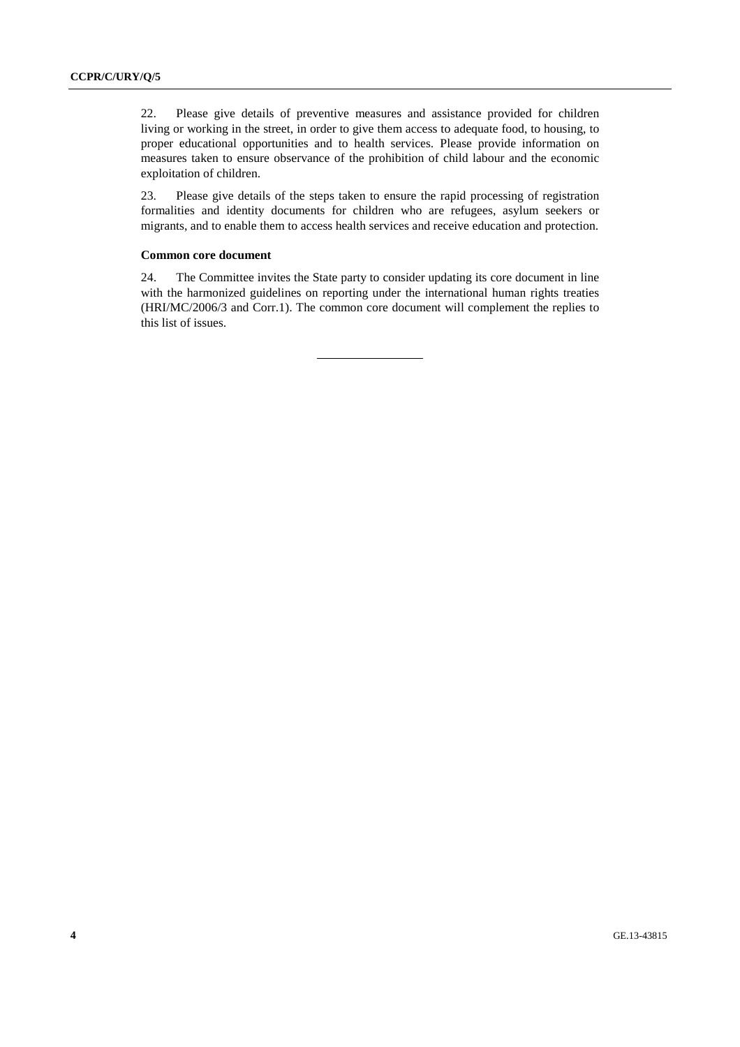22. Please give details of preventive measures and assistance provided for children living or working in the street, in order to give them access to adequate food, to housing, to proper educational opportunities and to health services. Please provide information on measures taken to ensure observance of the prohibition of child labour and the economic exploitation of children.

23. Please give details of the steps taken to ensure the rapid processing of registration formalities and identity documents for children who are refugees, asylum seekers or migrants, and to enable them to access health services and receive education and protection.

**Common core document**

24. The Committee invites the State party to consider updating its core document in line with the harmonized guidelines on reporting under the international human rights treaties (HRI/MC/2006/3 and Corr.1). The common core document will complement the replies to this list of issues.